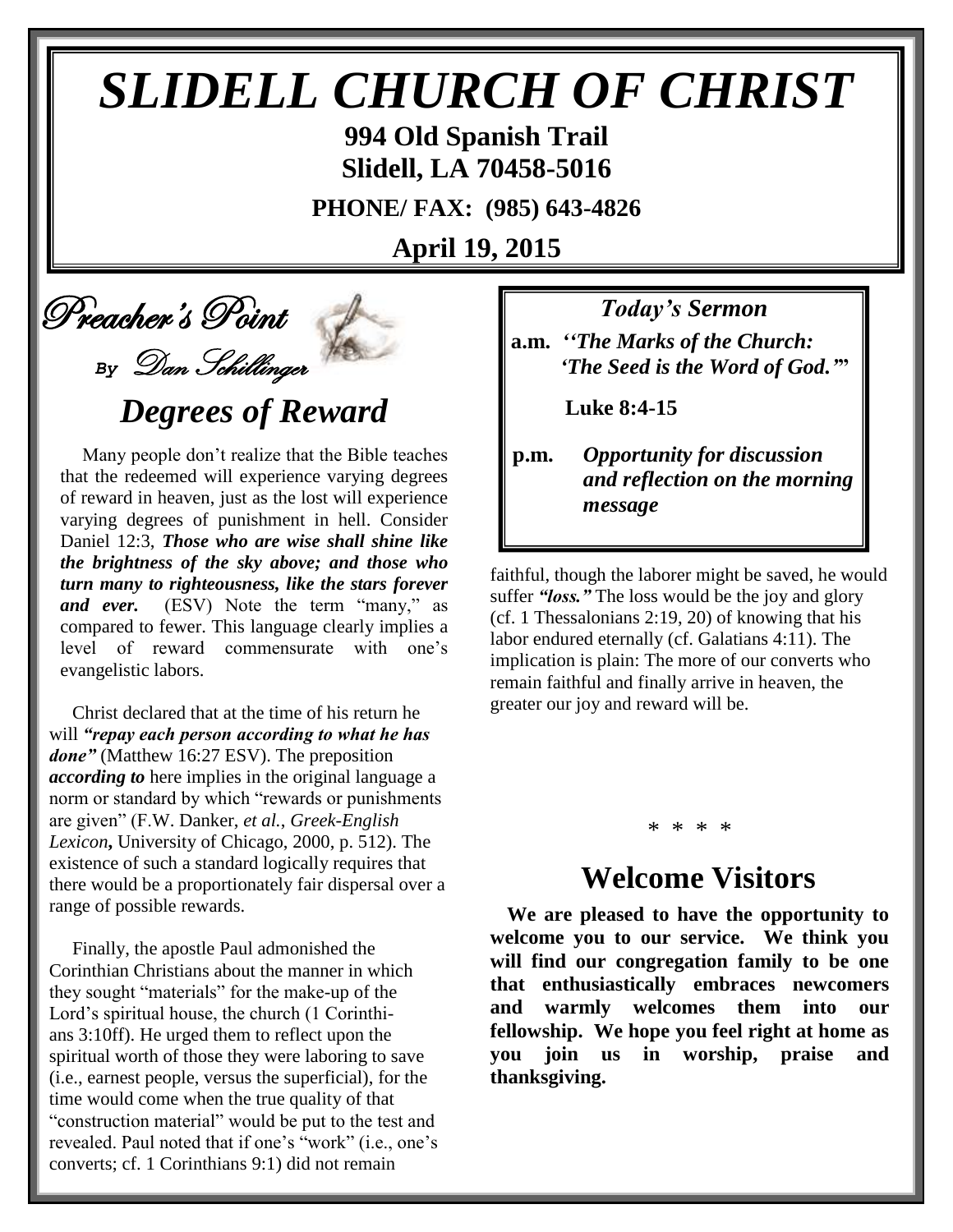# *SLIDELL CHURCH OF CHRIST*

**994 Old Spanish Trail**
**Slidell, LA 70458-5016**

**PHONE/ FAX: (985) 643-4826**

**April 19, 2015**

## *Preacher's Point*

*By Dan Schillinger*

## *Degrees of Reward*

Many people don't realize that the Bible teaches that the redeemed will experience varying degrees of reward in heaven, just as the lost will experience varying degrees of punishment in hell. Consider Daniel 12:3, ***Those who are wise shall shine like the brightness of the sky above; and those who turn many to righteousness, like the stars forever and ever.*** (ESV) Note the term "many," as compared to fewer. This language clearly implies a level of reward commensurate with one's evangelistic labors.

Christ declared that at the time of his return he will ***"repay each person according to what he has done"*** (Matthew 16:27 ESV). The preposition ***according to*** here implies in the original language a norm or standard by which "rewards or punishments are given" (F.W. Danker, *et al.*, ***Greek-English Lexicon*,** University of Chicago, 2000, p. 512). The existence of such a standard logically requires that there would be a proportionately fair dispersal over a range of possible rewards.

Finally, the apostle Paul admonished the Corinthian Christians about the manner in which they sought "materials" for the make-up of the Lord's spiritual house, the church (1 Corinthians 3:10ff). He urged them to reflect upon the spiritual worth of those they were laboring to save (i.e., earnest people, versus the superficial), for the time would come when the true quality of that "construction material" would be put to the test and revealed. Paul noted that if one's "work" (i.e., one's converts; cf. 1 Corinthians 9:1) did not remain faithful, though the laborer might be saved, he would suffer ***"loss."*** The loss would be the joy and glory (cf. 1 Thessalonians 2:19, 20) of knowing that his labor endured eternally (cf. Galatians 4:11). The implication is plain: The more of our converts who remain faithful and finally arrive in heaven, the greater our joy and reward will be.

* * * *

### *Today's Sermon*

**a.m.** ***''The Marks of the Church: 'The Seed is the Word of God.'"***

**Luke 8:4-15**

**p.m.** ***Opportunity for discussion and reflection on the morning message***

## Welcome Visitors

**We are pleased to have the opportunity to welcome you to our service. We think you will find our congregation family to be one that enthusiastically embraces newcomers and warmly welcomes them into our fellowship. We hope you feel right at home as you join us in worship, praise and thanksgiving.**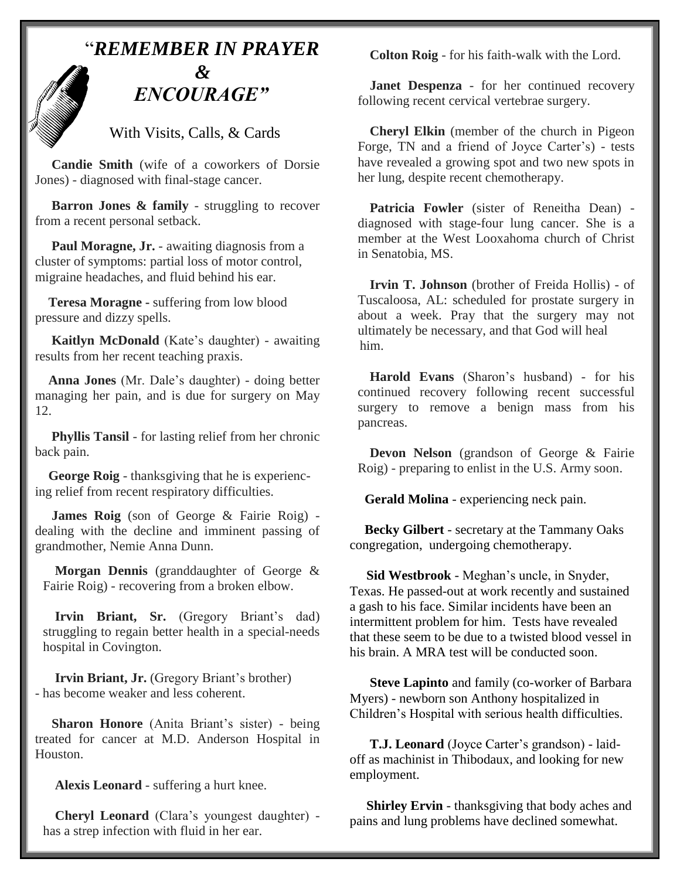# "*REMEMBER IN PRAYER & ENCOURAGE"*

With Visits, Calls, & Cards

**Candie Smith** (wife of a coworkers of Dorsie Jones) - diagnosed with final-stage cancer.

**Barron Jones & family** - struggling to recover from a recent personal setback.

**Paul Moragne, Jr.** - awaiting diagnosis from a cluster of symptoms: partial loss of motor control, migraine headaches, and fluid behind his ear.

**Teresa Moragne -** suffering from low blood pressure and dizzy spells.

**Kaitlyn McDonald** (Kate's daughter) - awaiting results from her recent teaching praxis.

**Anna Jones** (Mr. Dale's daughter) - doing better managing her pain, and is due for surgery on May 12.

**Phyllis Tansil** - for lasting relief from her chronic back pain.

**George Roig** - thanksgiving that he is experiencing relief from recent respiratory difficulties.

**James Roig** (son of George & Fairie Roig) - dealing with the decline and imminent passing of grandmother, Nemie Anna Dunn.

**Morgan Dennis** (granddaughter of George & Fairie Roig) - recovering from a broken elbow.

**Irvin Briant, Sr.** (Gregory Briant's dad) struggling to regain better health in a special-needs hospital in Covington.

**Irvin Briant, Jr.** (Gregory Briant's brother) - has become weaker and less coherent.

**Sharon Honore** (Anita Briant's sister) - being treated for cancer at M.D. Anderson Hospital in Houston.

**Alexis Leonard** - suffering a hurt knee.

**Cheryl Leonard** (Clara's youngest daughter) - has a strep infection with fluid in her ear.

**Colton Roig** - for his faith-walk with the Lord.

**Janet Despenza** - for her continued recovery following recent cervical vertebrae surgery.

**Cheryl Elkin** (member of the church in Pigeon Forge, TN and a friend of Joyce Carter's) - tests have revealed a growing spot and two new spots in her lung, despite recent chemotherapy.

**Patricia Fowler** (sister of Reneitha Dean) - diagnosed with stage-four lung cancer. She is a member at the West Looxahoma church of Christ in Senatobia, MS.

**Irvin T. Johnson** (brother of Freida Hollis) - of Tuscaloosa, AL: scheduled for prostate surgery in about a week. Pray that the surgery may not ultimately be necessary, and that God will heal him.

**Harold Evans** (Sharon's husband) - for his continued recovery following recent successful surgery to remove a benign mass from his pancreas.

**Devon Nelson** (grandson of George & Fairie Roig) - preparing to enlist in the U.S. Army soon.

**Gerald Molina** - experiencing neck pain.

**Becky Gilbert** - secretary at the Tammany Oaks congregation, undergoing chemotherapy.

**Sid Westbrook** - Meghan's uncle, in Snyder, Texas. He passed-out at work recently and sustained a gash to his face. Similar incidents have been an intermittent problem for him. Tests have revealed that these seem to be due to a twisted blood vessel in his brain. A MRA test will be conducted soon.

**Steve Lapinto** and family (co-worker of Barbara Myers) - newborn son Anthony hospitalized in Children's Hospital with serious health difficulties.

**T.J. Leonard** (Joyce Carter's grandson) - laid-off as machinist in Thibodaux, and looking for new employment.

**Shirley Ervin** - thanksgiving that body aches and pains and lung problems have declined somewhat.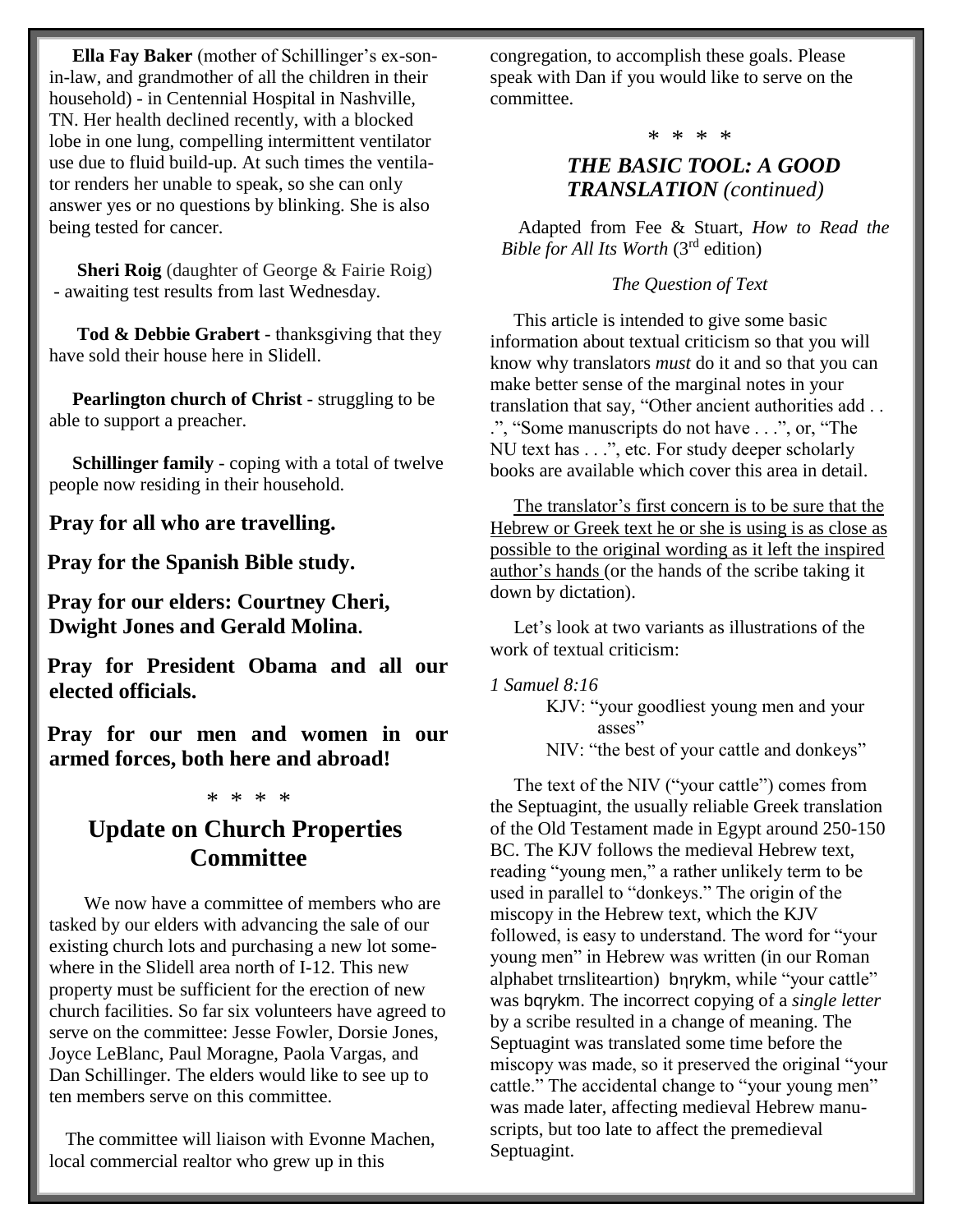**Ella Fay Baker** (mother of Schillinger's ex-son-in-law, and grandmother of all the children in their household) - in Centennial Hospital in Nashville, TN. Her health declined recently, with a blocked lobe in one lung, compelling intermittent ventilator use due to fluid build-up. At such times the ventilator renders her unable to speak, so she can only answer yes or no questions by blinking. She is also being tested for cancer.

**Sheri Roig** (daughter of George & Fairie Roig) - awaiting test results from last Wednesday.

**Tod & Debbie Grabert** - thanksgiving that they have sold their house here in Slidell.

**Pearlington church of Christ** - struggling to be able to support a preacher.

**Schillinger family** - coping with a total of twelve people now residing in their household.

**Pray for all who are travelling.**

**Pray for the Spanish Bible study.**

**Pray for our elders: Courtney Cheri, Dwight Jones and Gerald Molina.**

**Pray for President Obama and all our elected officials.**

**Pray for our men and women in our armed forces, both here and abroad!**

\* \* \* \*

## Update on Church Properties Committee

We now have a committee of members who are tasked by our elders with advancing the sale of our existing church lots and purchasing a new lot somewhere in the Slidell area north of I-12. This new property must be sufficient for the erection of new church facilities. So far six volunteers have agreed to serve on the committee: Jesse Fowler, Dorsie Jones, Joyce LeBlanc, Paul Moragne, Paola Vargas, and Dan Schillinger. The elders would like to see up to ten members serve on this committee.

The committee will liaison with Evonne Machen, local commercial realtor who grew up in this congregation, to accomplish these goals. Please speak with Dan if you would like to serve on the committee.

\* \* \* \*

## *THE BASIC TOOL: A GOOD TRANSLATION (continued)*

Adapted from Fee & Stuart, *How to Read the Bible for All Its Worth* (3rd edition)

*The Question of Text*

This article is intended to give some basic information about textual criticism so that you will know why translators *must* do it and so that you can make better sense of the marginal notes in your translation that say, "Other ancient authorities add . . .", "Some manuscripts do not have . . .", or, "The NU text has . . .", etc. For study deeper scholarly books are available which cover this area in detail.

The translator's first concern is to be sure that the Hebrew or Greek text he or she is using is as close as possible to the original wording as it left the inspired author's hands (or the hands of the scribe taking it down by dictation).

Let's look at two variants as illustrations of the work of textual criticism:

*1 Samuel 8:16*

KJV: "your goodliest young men and your asses"

NIV: "the best of your cattle and donkeys"

The text of the NIV ("your cattle") comes from the Septuagint, the usually reliable Greek translation of the Old Testament made in Egypt around 250-150 BC. The KJV follows the medieval Hebrew text, reading "young men," a rather unlikely term to be used in parallel to "donkeys." The origin of the miscopy in the Hebrew text, which the KJV followed, is easy to understand. The word for "your young men" in Hebrew was written (in our Roman alphabet trnsliteartion) bηrykm, while "your cattle" was bqrykm. The incorrect copying of a *single letter* by a scribe resulted in a change of meaning. The Septuagint was translated some time before the miscopy was made, so it preserved the original "your cattle." The accidental change to "your young men" was made later, affecting medieval Hebrew manuscripts, but too late to affect the premedieval Septuagint.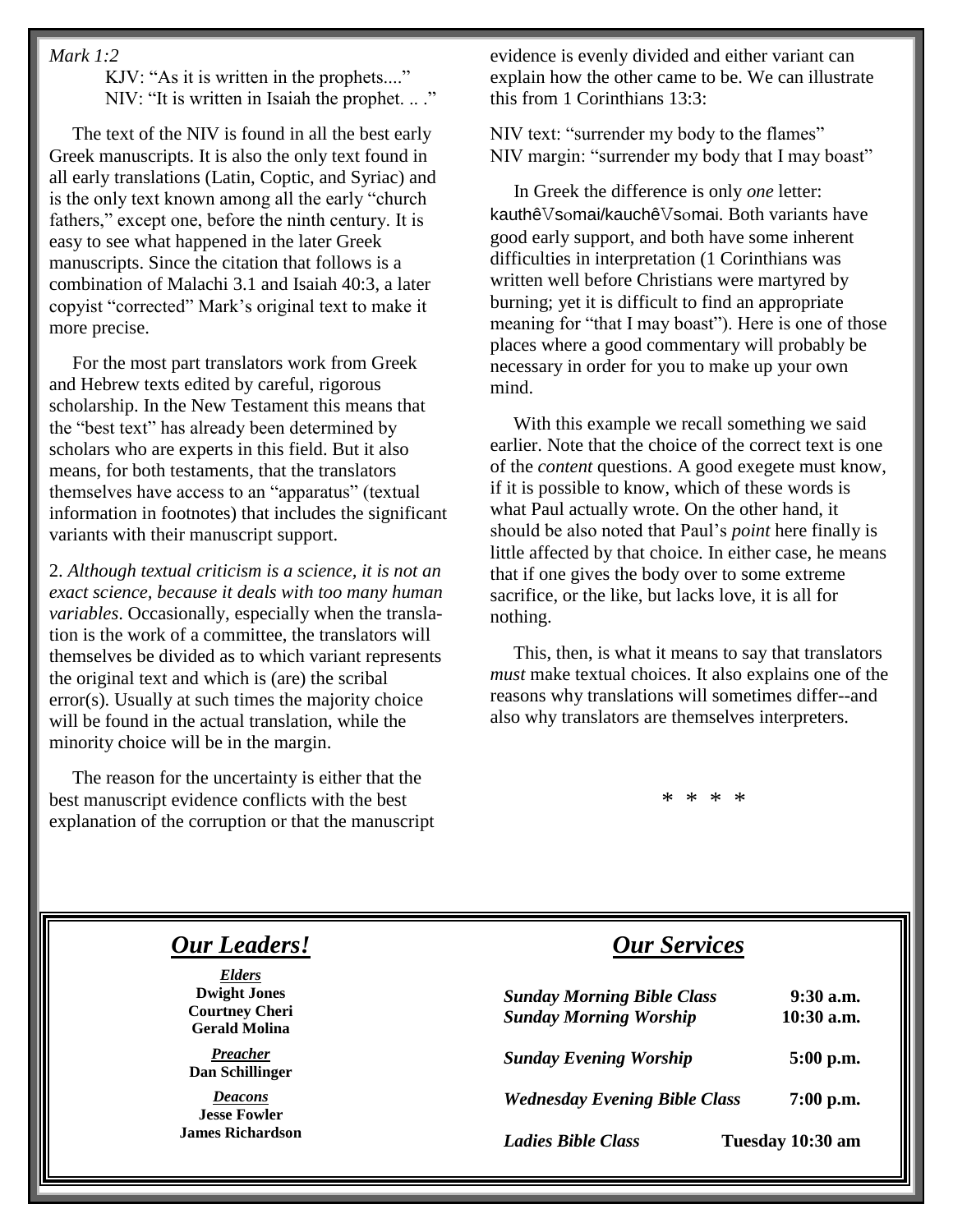*Mark 1:2*

KJV: "As it is written in the prophets...."
NIV: "It is written in Isaiah the prophet. .. ."

The text of the NIV is found in all the best early Greek manuscripts. It is also the only text found in all early translations (Latin, Coptic, and Syriac) and is the only text known among all the early "church fathers," except one, before the ninth century. It is easy to see what happened in the later Greek manuscripts. Since the citation that follows is a combination of Malachi 3.1 and Isaiah 40:3, a later copyist "corrected" Mark's original text to make it more precise.

For the most part translators work from Greek and Hebrew texts edited by careful, rigorous scholarship. In the New Testament this means that the "best text" has already been determined by scholars who are experts in this field. But it also means, for both testaments, that the translators themselves have access to an "apparatus" (textual information in footnotes) that includes the significant variants with their manuscript support.

2. *Although textual criticism is a science, it is not an exact science, because it deals with too many human variables*. Occasionally, especially when the translation is the work of a committee, the translators will themselves be divided as to which variant represents the original text and which is (are) the scribal error(s). Usually at such times the majority choice will be found in the actual translation, while the minority choice will be in the margin.

The reason for the uncertainty is either that the best manuscript evidence conflicts with the best explanation of the corruption or that the manuscript evidence is evenly divided and either variant can explain how the other came to be. We can illustrate this from 1 Corinthians 13:3:

NIV text: "surrender my body to the flames"
NIV margin: "surrender my body that I may boast"

In Greek the difference is only *one* letter: kauthê∨sομai/kauchê∨sομai. Both variants have good early support, and both have some inherent difficulties in interpretation (1 Corinthians was written well before Christians were martyred by burning; yet it is difficult to find an appropriate meaning for "that I may boast"). Here is one of those places where a good commentary will probably be necessary in order for you to make up your own mind.

With this example we recall something we said earlier. Note that the choice of the correct text is one of the *content* questions. A good exegete must know, if it is possible to know, which of these words is what Paul actually wrote. On the other hand, it should be also noted that Paul's *point* here finally is little affected by that choice. In either case, he means that if one gives the body over to some extreme sacrifice, or the like, but lacks love, it is all for nothing.

This, then, is what it means to say that translators *must* make textual choices. It also explains one of the reasons why translations will sometimes differ--and also why translators are themselves interpreters.

* * * *

## *Our Leaders!*

***Elders***
**Dwight Jones**
**Courtney Cheri**
**Gerald Molina**

***Preacher***
**Dan Schillinger**

***Deacons***
**Jesse Fowler**
**James Richardson**

## *Our Services*

| | |
|---|---|
| ***Sunday Morning Bible Class*** | **9:30 a.m.** |
| ***Sunday Morning Worship*** | **10:30 a.m.** |
| ***Sunday Evening Worship*** | **5:00 p.m.** |
| ***Wednesday Evening Bible Class*** | **7:00 p.m.** |
| ***Ladies Bible Class*** | **Tuesday 10:30 am** |